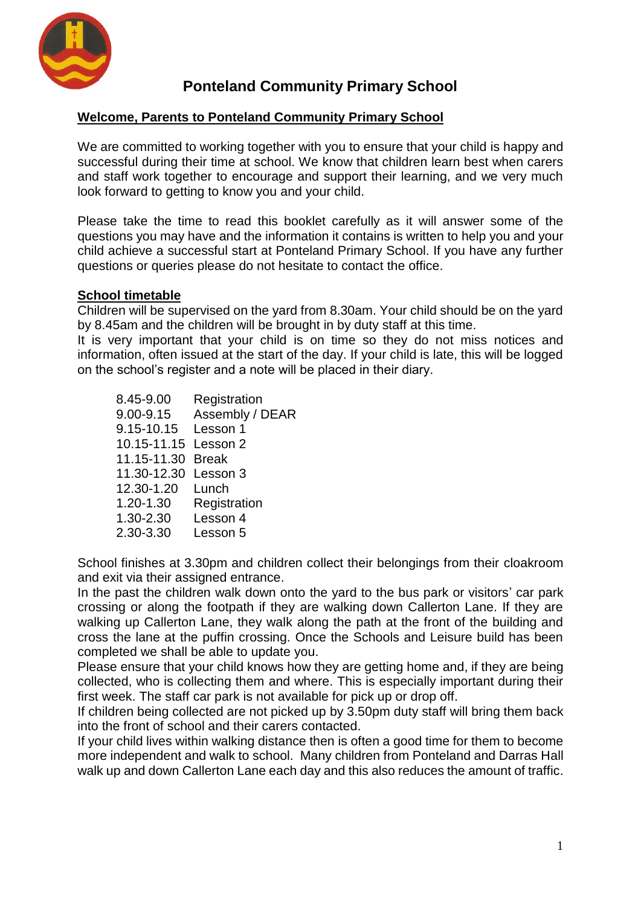# Ponteland Community Primary School

## Welcome, Parents to Ponteland Community Primary School

We are committed to working together with you to ensure that your child is happy and successful during their time at school. We know that children learn best when carers and staff work together to encourage and support their learning, and we very much look forward to getting to know you and your child.

Please take the time to read this booklet carefully as it will answer some of the questions you may have and the information it contains is written to help you and your child achieve a successful start at Ponteland Primary School. If you have any further questions or queries please do not hesitate to contact the office.

## School timetable

Children will be supervised on the yard from 8.30am. Your child should be on the yard by 8.45am and the children will be brought in by duty staff at this time.
It is very important that your child is on time so they do not miss notices and information, often issued at the start of the day. If your child is late, this will be logged on the school's register and a note will be placed in their diary.

| | |
|---|---|
| 8.45-9.00 | Registration |
| 9.00-9.15 | Assembly / DEAR |
| 9.15-10.15 | Lesson 1 |
| 10.15-11.15 | Lesson 2 |
| 11.15-11.30 | Break |
| 11.30-12.30 | Lesson 3 |
| 12.30-1.20 | Lunch |
| 1.20-1.30 | Registration |
| 1.30-2.30 | Lesson 4 |
| 2.30-3.30 | Lesson 5 |

School finishes at 3.30pm and children collect their belongings from their cloakroom and exit via their assigned entrance.
In the past the children walk down onto the yard to the bus park or visitors' car park crossing or along the footpath if they are walking down Callerton Lane. If they are walking up Callerton Lane, they walk along the path at the front of the building and cross the lane at the puffin crossing. Once the Schools and Leisure build has been completed we shall be able to update you.
Please ensure that your child knows how they are getting home and, if they are being collected, who is collecting them and where. This is especially important during their first week. The staff car park is not available for pick up or drop off.
If children being collected are not picked up by 3.50pm duty staff will bring them back into the front of school and their carers contacted.
If your child lives within walking distance then is often a good time for them to become more independent and walk to school. Many children from Ponteland and Darras Hall walk up and down Callerton Lane each day and this also reduces the amount of traffic.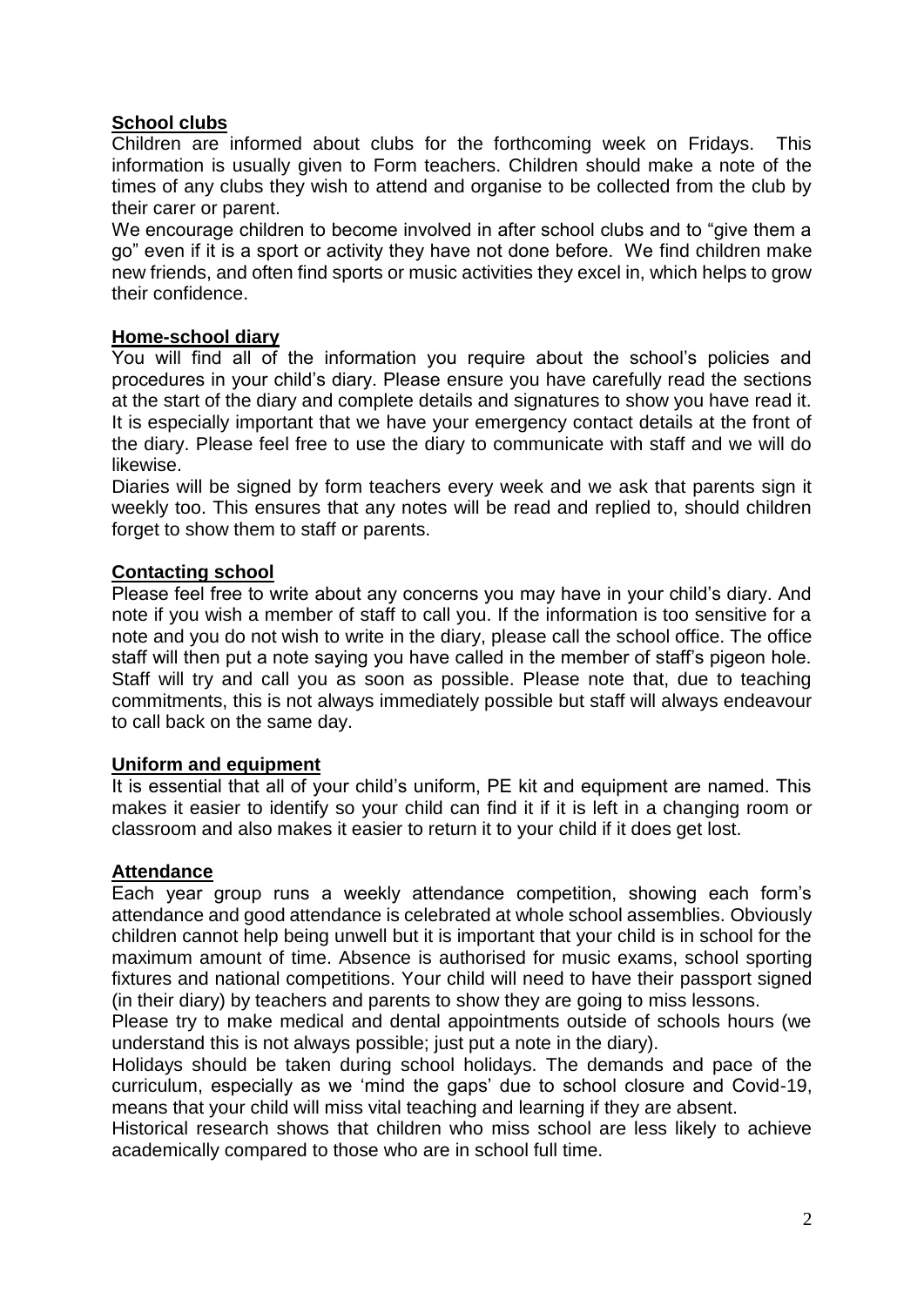## School clubs

Children are informed about clubs for the forthcoming week on Fridays. This information is usually given to Form teachers. Children should make a note of the times of any clubs they wish to attend and organise to be collected from the club by their carer or parent.

We encourage children to become involved in after school clubs and to "give them a go" even if it is a sport or activity they have not done before. We find children make new friends, and often find sports or music activities they excel in, which helps to grow their confidence.

## Home-school diary

You will find all of the information you require about the school's policies and procedures in your child's diary. Please ensure you have carefully read the sections at the start of the diary and complete details and signatures to show you have read it. It is especially important that we have your emergency contact details at the front of the diary. Please feel free to use the diary to communicate with staff and we will do likewise.

Diaries will be signed by form teachers every week and we ask that parents sign it weekly too. This ensures that any notes will be read and replied to, should children forget to show them to staff or parents.

## Contacting school

Please feel free to write about any concerns you may have in your child's diary. And note if you wish a member of staff to call you. If the information is too sensitive for a note and you do not wish to write in the diary, please call the school office. The office staff will then put a note saying you have called in the member of staff's pigeon hole. Staff will try and call you as soon as possible. Please note that, due to teaching commitments, this is not always immediately possible but staff will always endeavour to call back on the same day.

## Uniform and equipment

It is essential that all of your child's uniform, PE kit and equipment are named. This makes it easier to identify so your child can find it if it is left in a changing room or classroom and also makes it easier to return it to your child if it does get lost.

## Attendance

Each year group runs a weekly attendance competition, showing each form's attendance and good attendance is celebrated at whole school assemblies. Obviously children cannot help being unwell but it is important that your child is in school for the maximum amount of time. Absence is authorised for music exams, school sporting fixtures and national competitions. Your child will need to have their passport signed (in their diary) by teachers and parents to show they are going to miss lessons.

Please try to make medical and dental appointments outside of schools hours (we understand this is not always possible; just put a note in the diary).

Holidays should be taken during school holidays. The demands and pace of the curriculum, especially as we 'mind the gaps' due to school closure and Covid-19, means that your child will miss vital teaching and learning if they are absent.

Historical research shows that children who miss school are less likely to achieve academically compared to those who are in school full time.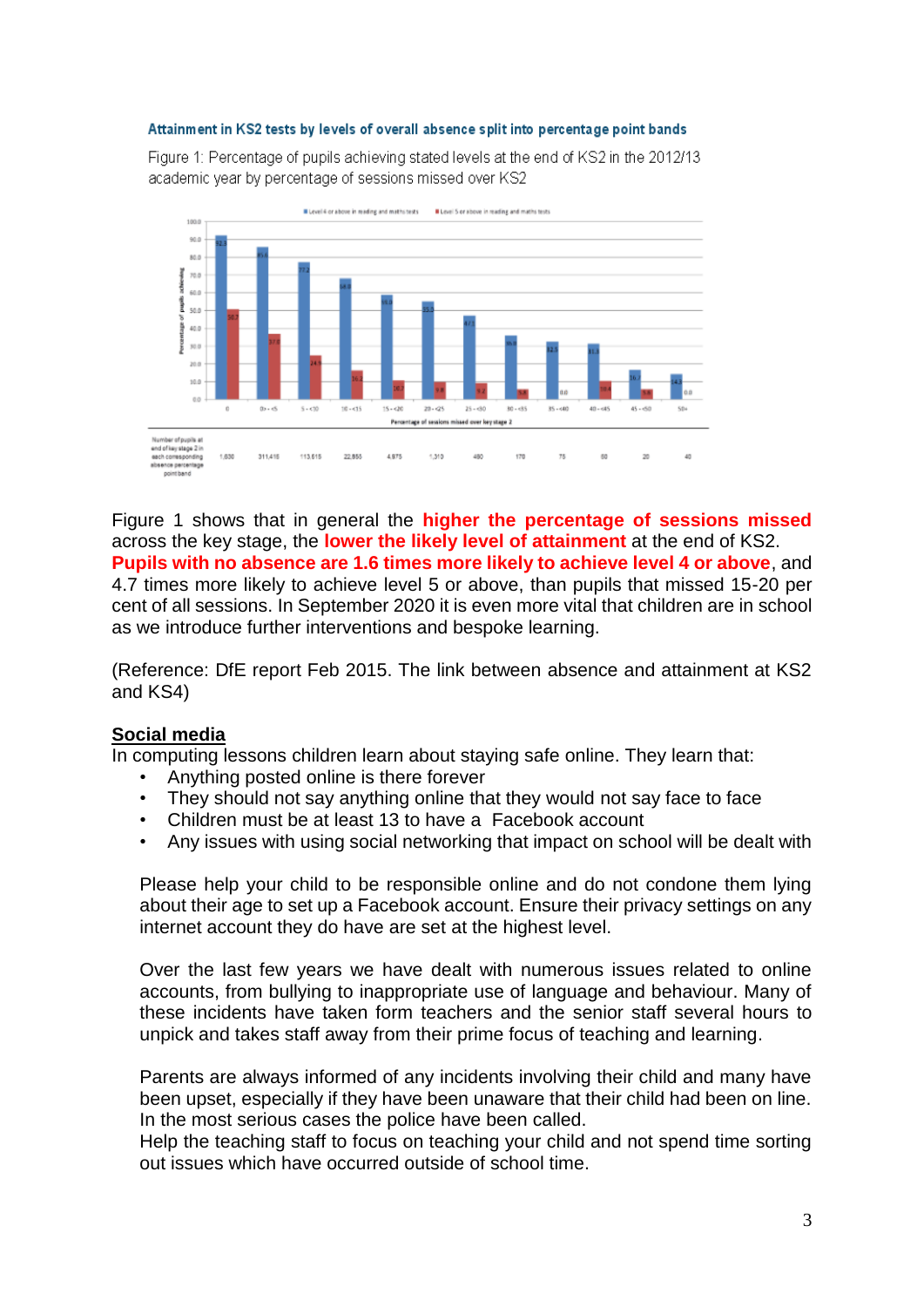**Attainment in KS2 tests by levels of overall absence split into percentage point bands**

Figure 1: Percentage of pupils achieving stated levels at the end of KS2 in the 2012/13 academic year by percentage of sessions missed over KS2

| Number of pupils at end of key stage 2 in each corresponding absence percentage point band | 1,630 | 311,418 | 113,615 | 22,855 | 4,975 | 1,310 | 480 | 170 | 75 | 60 | 20 | 40 |
|---|---|---|---|---|---|---|---|---|---|---|---|---|

Figure 1 shows that in general the **higher the percentage of sessions missed** across the key stage, the **lower the likely level of attainment** at the end of KS2. **Pupils with no absence are 1.6 times more likely to achieve level 4 or above**, and 4.7 times more likely to achieve level 5 or above, than pupils that missed 15-20 per cent of all sessions. In September 2020 it is even more vital that children are in school as we introduce further interventions and bespoke learning.

(Reference: DfE report Feb 2015. The link between absence and attainment at KS2 and KS4)

## Social media

In computing lessons children learn about staying safe online. They learn that:

- Anything posted online is there forever
- They should not say anything online that they would not say face to face
- Children must be at least 13 to have a Facebook account
- Any issues with using social networking that impact on school will be dealt with

Please help your child to be responsible online and do not condone them lying about their age to set up a Facebook account. Ensure their privacy settings on any internet account they do have are set at the highest level.

Over the last few years we have dealt with numerous issues related to online accounts, from bullying to inappropriate use of language and behaviour. Many of these incidents have taken form teachers and the senior staff several hours to unpick and takes staff away from their prime focus of teaching and learning.

Parents are always informed of any incidents involving their child and many have been upset, especially if they have been unaware that their child had been on line. In the most serious cases the police have been called.
Help the teaching staff to focus on teaching your child and not spend time sorting out issues which have occurred outside of school time.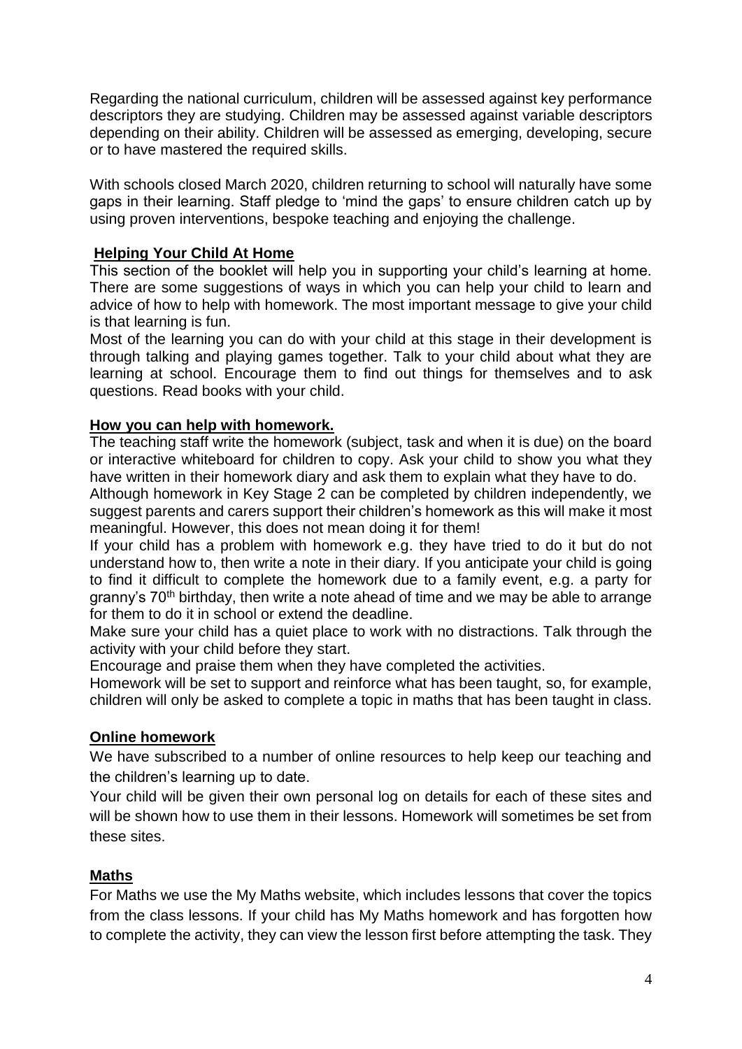Regarding the national curriculum, children will be assessed against key performance descriptors they are studying. Children may be assessed against variable descriptors depending on their ability. Children will be assessed as emerging, developing, secure or to have mastered the required skills.

With schools closed March 2020, children returning to school will naturally have some gaps in their learning. Staff pledge to 'mind the gaps' to ensure children catch up by using proven interventions, bespoke teaching and enjoying the challenge.

## Helping Your Child At Home

This section of the booklet will help you in supporting your child's learning at home. There are some suggestions of ways in which you can help your child to learn and advice of how to help with homework. The most important message to give your child is that learning is fun.

Most of the learning you can do with your child at this stage in their development is through talking and playing games together. Talk to your child about what they are learning at school. Encourage them to find out things for themselves and to ask questions. Read books with your child.

## How you can help with homework.

The teaching staff write the homework (subject, task and when it is due) on the board or interactive whiteboard for children to copy. Ask your child to show you what they have written in their homework diary and ask them to explain what they have to do.

Although homework in Key Stage 2 can be completed by children independently, we suggest parents and carers support their children's homework as this will make it most meaningful. However, this does not mean doing it for them!

If your child has a problem with homework e.g. they have tried to do it but do not understand how to, then write a note in their diary. If you anticipate your child is going to find it difficult to complete the homework due to a family event, e.g. a party for granny's 70th birthday, then write a note ahead of time and we may be able to arrange for them to do it in school or extend the deadline.

Make sure your child has a quiet place to work with no distractions. Talk through the activity with your child before they start.

Encourage and praise them when they have completed the activities.

Homework will be set to support and reinforce what has been taught, so, for example, children will only be asked to complete a topic in maths that has been taught in class.

## Online homework

We have subscribed to a number of online resources to help keep our teaching and the children's learning up to date.

Your child will be given their own personal log on details for each of these sites and will be shown how to use them in their lessons. Homework will sometimes be set from these sites.

## Maths

For Maths we use the My Maths website, which includes lessons that cover the topics from the class lessons. If your child has My Maths homework and has forgotten how to complete the activity, they can view the lesson first before attempting the task. They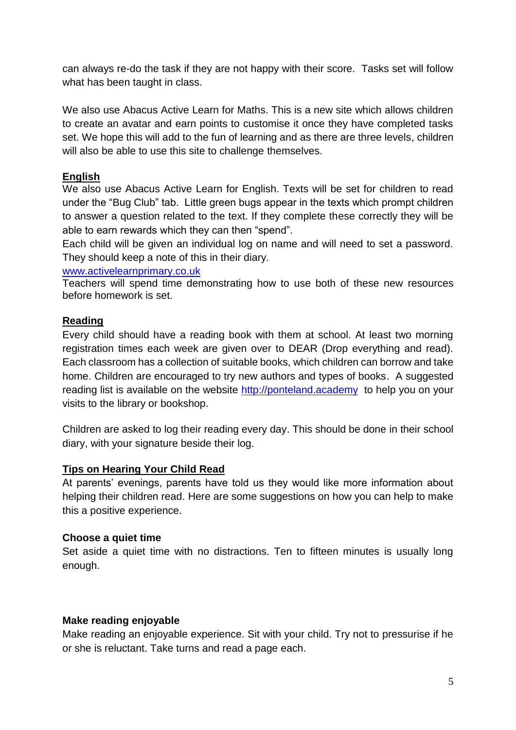can always re-do the task if they are not happy with their score. Tasks set will follow what has been taught in class.

We also use Abacus Active Learn for Maths. This is a new site which allows children to create an avatar and earn points to customise it once they have completed tasks set. We hope this will add to the fun of learning and as there are three levels, children will also be able to use this site to challenge themselves.

## English

We also use Abacus Active Learn for English. Texts will be set for children to read under the "Bug Club" tab. Little green bugs appear in the texts which prompt children to answer a question related to the text. If they complete these correctly they will be able to earn rewards which they can then "spend".

Each child will be given an individual log on name and will need to set a password. They should keep a note of this in their diary.

[www.activelearnprimary.co.uk](http://www.activelearnprimary.co.uk)

Teachers will spend time demonstrating how to use both of these new resources before homework is set.

## Reading

Every child should have a reading book with them at school. At least two morning registration times each week are given over to DEAR (Drop everything and read). Each classroom has a collection of suitable books, which children can borrow and take home. Children are encouraged to try new authors and types of books. A suggested reading list is available on the website [http://ponteland.academy](http://ponteland.academy) to help you on your visits to the library or bookshop.

Children are asked to log their reading every day. This should be done in their school diary, with your signature beside their log.

## Tips on Hearing Your Child Read

At parents' evenings, parents have told us they would like more information about helping their children read. Here are some suggestions on how you can help to make this a positive experience.

### Choose a quiet time

Set aside a quiet time with no distractions. Ten to fifteen minutes is usually long enough.

### Make reading enjoyable

Make reading an enjoyable experience. Sit with your child. Try not to pressurise if he or she is reluctant. Take turns and read a page each.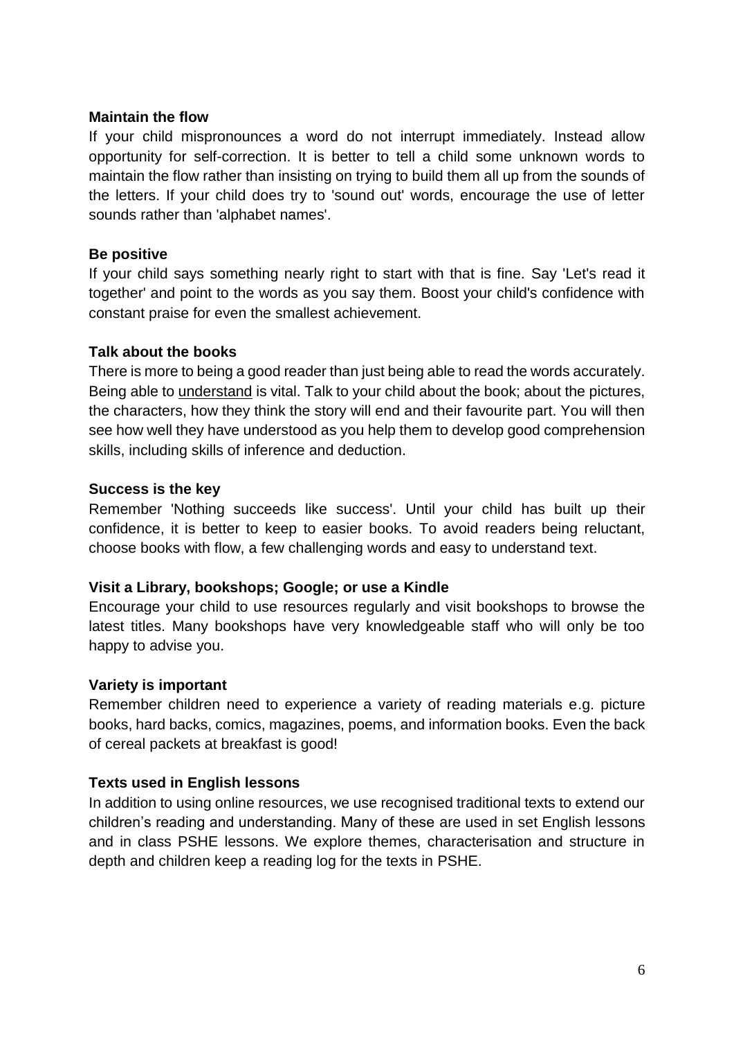**Maintain the flow**

If your child mispronounces a word do not interrupt immediately. Instead allow opportunity for self-correction. It is better to tell a child some unknown words to maintain the flow rather than insisting on trying to build them all up from the sounds of the letters. If your child does try to 'sound out' words, encourage the use of letter sounds rather than 'alphabet names'.

**Be positive**

If your child says something nearly right to start with that is fine. Say 'Let's read it together' and point to the words as you say them. Boost your child's confidence with constant praise for even the smallest achievement.

**Talk about the books**

There is more to being a good reader than just being able to read the words accurately. Being able to <u>understand</u> is vital. Talk to your child about the book; about the pictures, the characters, how they think the story will end and their favourite part. You will then see how well they have understood as you help them to develop good comprehension skills, including skills of inference and deduction.

**Success is the key**

Remember 'Nothing succeeds like success'. Until your child has built up their confidence, it is better to keep to easier books. To avoid readers being reluctant, choose books with flow, a few challenging words and easy to understand text.

**Visit a Library, bookshops; Google; or use a Kindle**

Encourage your child to use resources regularly and visit bookshops to browse the latest titles. Many bookshops have very knowledgeable staff who will only be too happy to advise you.

**Variety is important**

Remember children need to experience a variety of reading materials e.g. picture books, hard backs, comics, magazines, poems, and information books. Even the back of cereal packets at breakfast is good!

**Texts used in English lessons**

In addition to using online resources, we use recognised traditional texts to extend our children's reading and understanding. Many of these are used in set English lessons and in class PSHE lessons. We explore themes, characterisation and structure in depth and children keep a reading log for the texts in PSHE.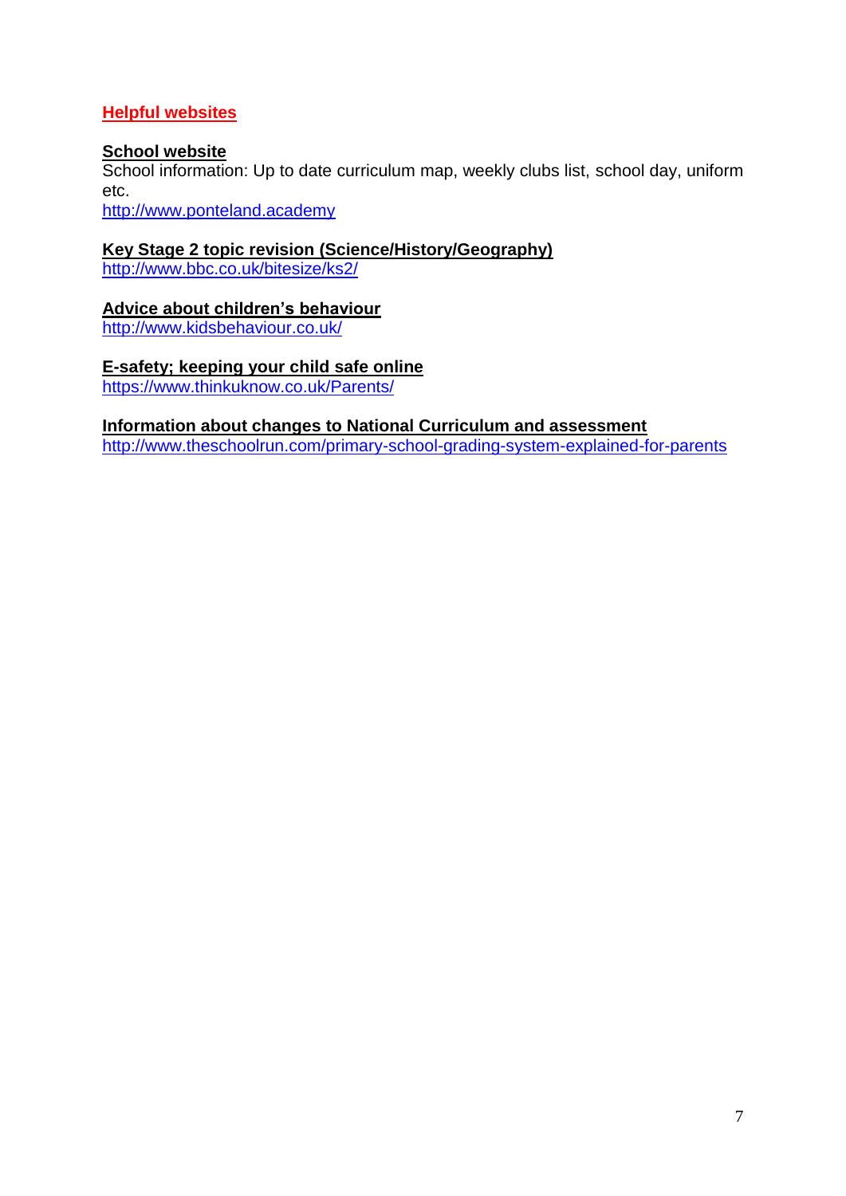## Helpful websites

### School website

School information: Up to date curriculum map, weekly clubs list, school day, uniform etc.

http://www.ponteland.academy

### Key Stage 2 topic revision (Science/History/Geography)

http://www.bbc.co.uk/bitesize/ks2/

### Advice about children's behaviour

http://www.kidsbehaviour.co.uk/

### E-safety; keeping your child safe online

https://www.thinkuknow.co.uk/Parents/

### Information about changes to National Curriculum and assessment

http://www.theschoolrun.com/primary-school-grading-system-explained-for-parents